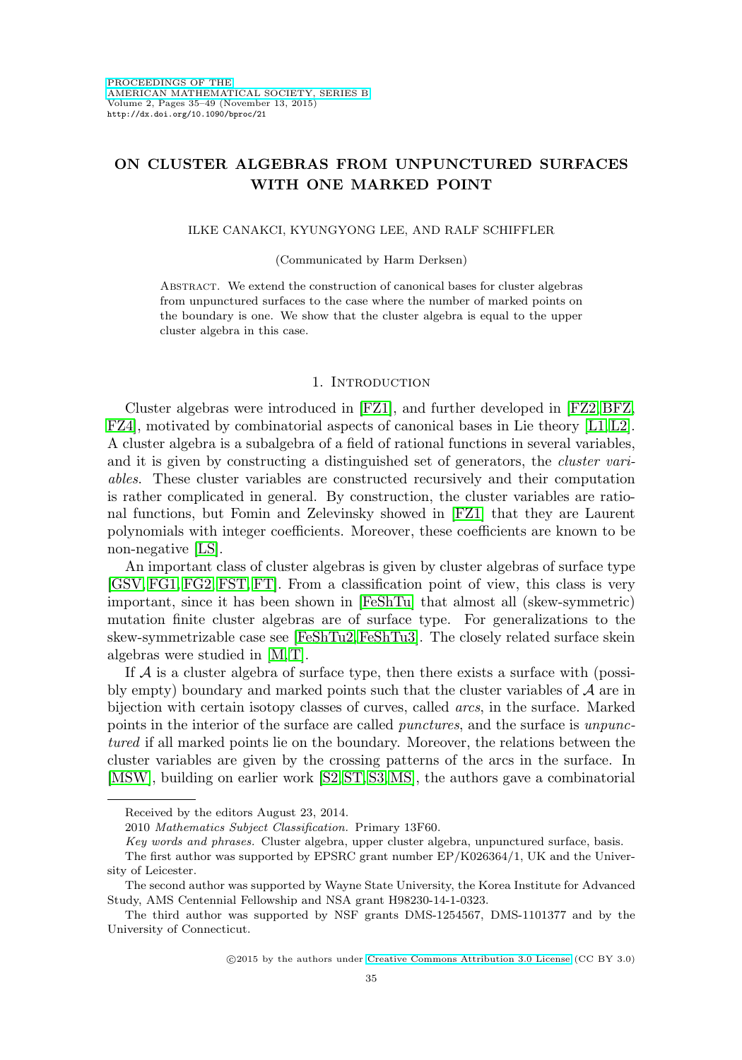# ON CLUSTER ALGEBRAS FROM UNPUNCTURED SURFACES WITH ONE MARKED POINT

ILKE CANAKCI, KYUNGYONG LEE, AND RALF SCHIFFLER

(Communicated by Harm Derksen)

Abstract. We extend the construction of canonical bases for cluster algebras from unpunctured surfaces to the case where the number of marked points on the boundary is one. We show that the cluster algebra is equal to the upper cluster algebra in this case.

## 1. Introduction

Cluster algebras were introduced in [FZ1], and further developed in [FZ2, BFZ, FZ4], motivated by combinatorial aspects of canonical bases in Lie theory [L1, L2]. A cluster algebra is a subalgebra of a field of rational functions in several variables, and it is given by constructing a distinguished set of generators, the *cluster variables*. These cluster variables are constructed recursively and their computation is rather complicated in general. By construction, the cluster variables are rational functions, but Fomin and Zelevinsky showed in [FZ1] that they are Laurent polynomials with integer coefficients. Moreover, these coefficients are known to be non-negative [LS].

An important class of cluster algebras is given by cluster algebras of surface type [GSV, FG1, FG2, FST, FT]. From a classification point of view, this class is very important, since it has been shown in [FeShTu] that almost all (skew-symmetric) mutation finite cluster algebras are of surface type. For generalizations to the skew-symmetrizable case see [FeShTu2, FeShTu3]. The closely related surface skein algebras were studied in [M, T].

If $\mathcal{A}$ is a cluster algebra of surface type, then there exists a surface with (possibly empty) boundary and marked points such that the cluster variables of $\mathcal{A}$ are in bijection with certain isotopy classes of curves, called *arcs*, in the surface. Marked points in the interior of the surface are called *punctures*, and the surface is *unpunctured* if all marked points lie on the boundary. Moreover, the relations between the cluster variables are given by the crossing patterns of the arcs in the surface. In [MSW], building on earlier work [S2, ST, S3, MS], the authors gave a combinatorial

Received by the editors August 23, 2014.

2010 *Mathematics Subject Classification.* Primary 13F60.

*Key words and phrases.* Cluster algebra, upper cluster algebra, unpunctured surface, basis.

The first author was supported by EPSRC grant number EP/K026364/1, UK and the University of Leicester.

The second author was supported by Wayne State University, the Korea Institute for Advanced Study, AMS Centennial Fellowship and NSA grant H98230-14-1-0323.

The third author was supported by NSF grants DMS-1254567, DMS-1101377 and by the University of Connecticut.

©2015 by the authors under Creative Commons Attribution 3.0 License (CC BY 3.0)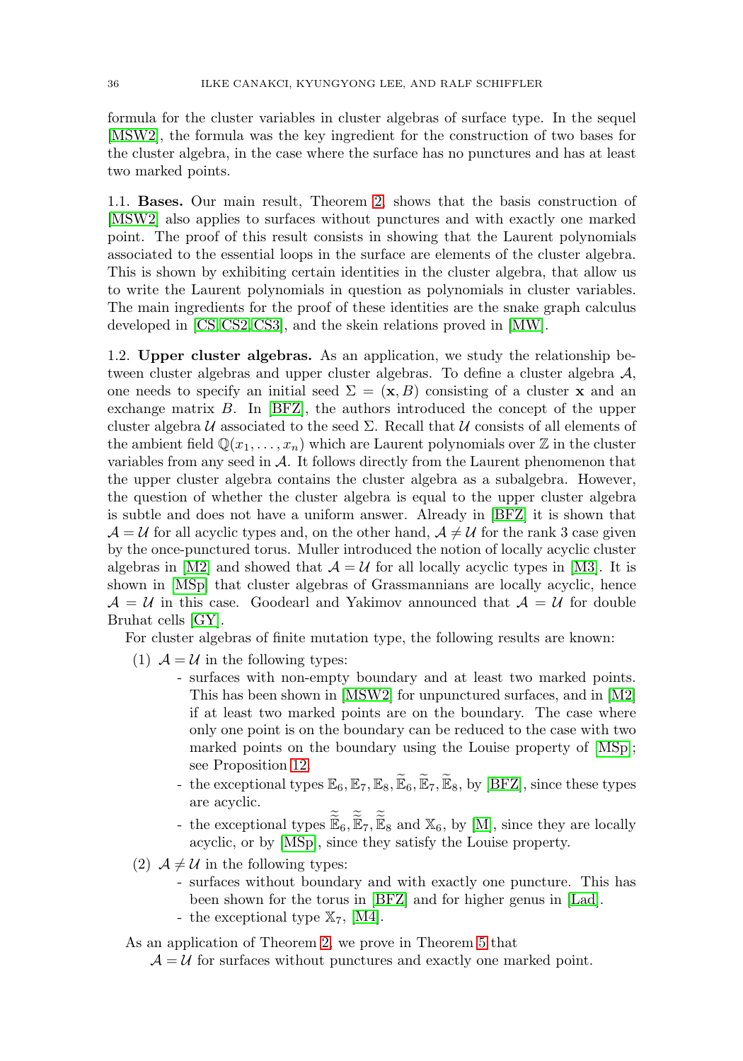formula for the cluster variables in cluster algebras of surface type. In the sequel [MSW2], the formula was the key ingredient for the construction of two bases for the cluster algebra, in the case where the surface has no punctures and has at least two marked points.

1.1. **Bases.** Our main result, Theorem 2, shows that the basis construction of [MSW2] also applies to surfaces without punctures and with exactly one marked point. The proof of this result consists in showing that the Laurent polynomials associated to the essential loops in the surface are elements of the cluster algebra. This is shown by exhibiting certain identities in the cluster algebra, that allow us to write the Laurent polynomials in question as polynomials in cluster variables. The main ingredients for the proof of these identities are the snake graph calculus developed in [CS, CS2, CS3], and the skein relations proved in [MW].

1.2. **Upper cluster algebras.** As an application, we study the relationship between cluster algebras and upper cluster algebras. To define a cluster algebra $\mathcal{A}$, one needs to specify an initial seed $\Sigma = (\mathbf{x}, B)$ consisting of a cluster $\mathbf{x}$ and an exchange matrix $B$. In [BFZ], the authors introduced the concept of the upper cluster algebra $\mathcal{U}$ associated to the seed $\Sigma$. Recall that $\mathcal{U}$ consists of all elements of the ambient field $\mathbb{Q}(x_1, \ldots, x_n)$ which are Laurent polynomials over $\mathbb{Z}$ in the cluster variables from any seed in $\mathcal{A}$. It follows directly from the Laurent phenomenon that the upper cluster algebra contains the cluster algebra as a subalgebra. However, the question of whether the cluster algebra is equal to the upper cluster algebra is subtle and does not have a uniform answer. Already in [BFZ] it is shown that $\mathcal{A} = \mathcal{U}$ for all acyclic types and, on the other hand, $\mathcal{A} \neq \mathcal{U}$ for the rank 3 case given by the once-punctured torus. Muller introduced the notion of locally acyclic cluster algebras in [M2] and showed that $\mathcal{A} = \mathcal{U}$ for all locally acyclic types in [M3]. It is shown in [MSp] that cluster algebras of Grassmannians are locally acyclic, hence $\mathcal{A} = \mathcal{U}$ in this case. Goodearl and Yakimov announced that $\mathcal{A} = \mathcal{U}$ for double Bruhat cells [GY].

For cluster algebras of finite mutation type, the following results are known:

(1) $\mathcal{A} = \mathcal{U}$ in the following types:
  - surfaces with non-empty boundary and at least two marked points. This has been shown in [MSW2] for unpunctured surfaces, and in [M2] if at least two marked points are on the boundary. The case where only one point is on the boundary can be reduced to the case with two marked points on the boundary using the Louise property of [MSp]; see Proposition 12.
  - the exceptional types $\mathbb{E}_6, \mathbb{E}_7, \mathbb{E}_8, \widetilde{\mathbb{E}}_6, \widetilde{\mathbb{E}}_7, \widetilde{\mathbb{E}}_8$, by [BFZ], since these types are acyclic.
  - the exceptional types $\widetilde{\widetilde{\mathbb{E}}}_6, \widetilde{\widetilde{\mathbb{E}}}_7, \widetilde{\widetilde{\mathbb{E}}}_8$ and $\mathbb{X}_6$, by [M], since they are locally acyclic, or by [MSp], since they satisfy the Louise property.

(2) $\mathcal{A} \neq \mathcal{U}$ in the following types:
  - surfaces without boundary and with exactly one puncture. This has been shown for the torus in [BFZ] and for higher genus in [Lad].
  - the exceptional type $\mathbb{X}_7$, [M4].

As an application of Theorem 2, we prove in Theorem 5 that
$\mathcal{A} = \mathcal{U}$ for surfaces without punctures and exactly one marked point.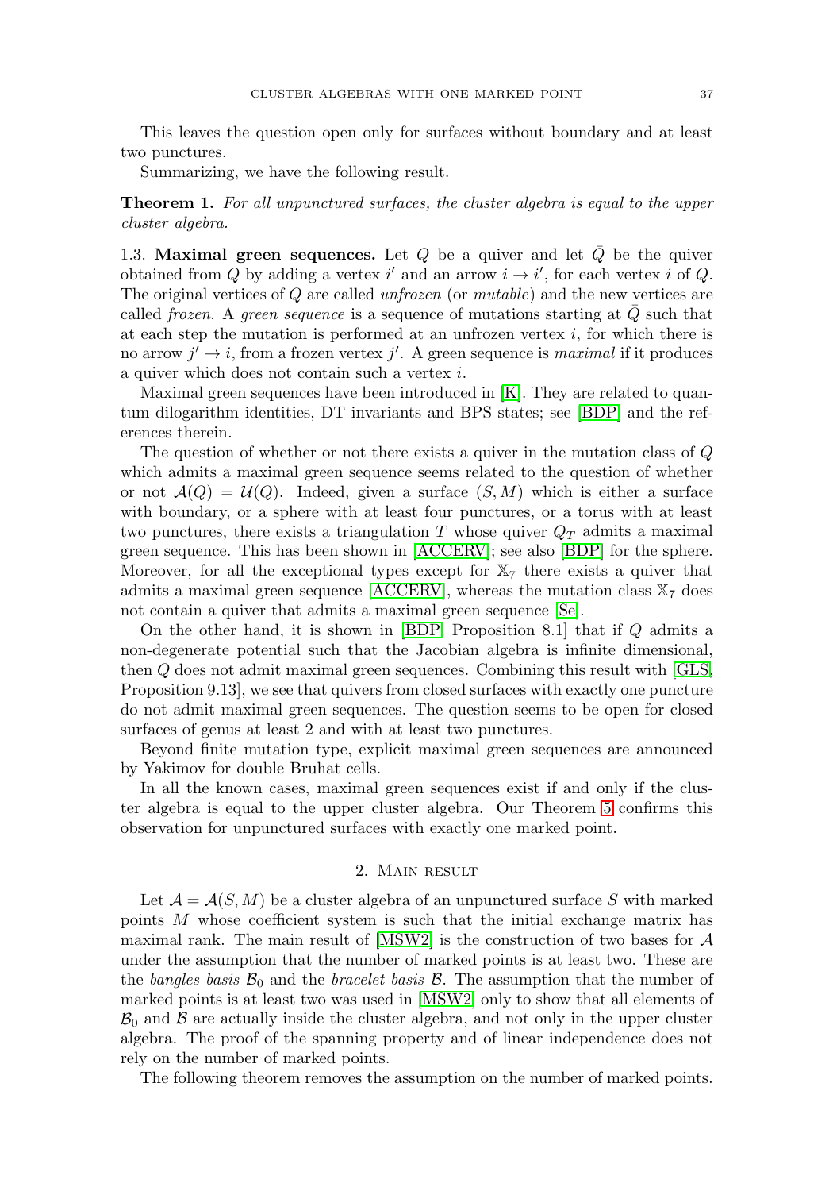This leaves the question open only for surfaces without boundary and at least two punctures.

Summarizing, we have the following result.

**Theorem 1.** *For all unpunctured surfaces, the cluster algebra is equal to the upper cluster algebra.*

1.3. **Maximal green sequences.** Let $Q$ be a quiver and let $\bar{Q}$ be the quiver obtained from $Q$ by adding a vertex $i'$ and an arrow $i \to i'$, for each vertex $i$ of $Q$. The original vertices of $Q$ are called *unfrozen* (or *mutable*) and the new vertices are called *frozen*. A *green sequence* is a sequence of mutations starting at $\bar{Q}$ such that at each step the mutation is performed at an unfrozen vertex $i$, for which there is no arrow $j' \to i$, from a frozen vertex $j'$. A green sequence is *maximal* if it produces a quiver which does not contain such a vertex $i$.

Maximal green sequences have been introduced in [K]. They are related to quantum dilogarithm identities, DT invariants and BPS states; see [BDP] and the references therein.

The question of whether or not there exists a quiver in the mutation class of $Q$ which admits a maximal green sequence seems related to the question of whether or not $\mathcal{A}(Q) = \mathcal{U}(Q)$. Indeed, given a surface $(S, M)$ which is either a surface with boundary, or a sphere with at least four punctures, or a torus with at least two punctures, there exists a triangulation $T$ whose quiver $Q_T$ admits a maximal green sequence. This has been shown in [ACCERV]; see also [BDP] for the sphere. Moreover, for all the exceptional types except for $\mathbb{X}_7$ there exists a quiver that admits a maximal green sequence [ACCERV], whereas the mutation class $\mathbb{X}_7$ does not contain a quiver that admits a maximal green sequence [Se].

On the other hand, it is shown in [BDP, Proposition 8.1] that if $Q$ admits a non-degenerate potential such that the Jacobian algebra is infinite dimensional, then $Q$ does not admit maximal green sequences. Combining this result with [GLS, Proposition 9.13], we see that quivers from closed surfaces with exactly one puncture do not admit maximal green sequences. The question seems to be open for closed surfaces of genus at least 2 and with at least two punctures.

Beyond finite mutation type, explicit maximal green sequences are announced by Yakimov for double Bruhat cells.

In all the known cases, maximal green sequences exist if and only if the cluster algebra is equal to the upper cluster algebra. Our Theorem 5 confirms this observation for unpunctured surfaces with exactly one marked point.

## 2. Main result

Let $\mathcal{A} = \mathcal{A}(S, M)$ be a cluster algebra of an unpunctured surface $S$ with marked points $M$ whose coefficient system is such that the initial exchange matrix has maximal rank. The main result of [MSW2] is the construction of two bases for $\mathcal{A}$ under the assumption that the number of marked points is at least two. These are the *bangles basis* $\mathcal{B}_0$ and the *bracelet basis* $\mathcal{B}$. The assumption that the number of marked points is at least two was used in [MSW2] only to show that all elements of $\mathcal{B}_0$ and $\mathcal{B}$ are actually inside the cluster algebra, and not only in the upper cluster algebra. The proof of the spanning property and of linear independence does not rely on the number of marked points.

The following theorem removes the assumption on the number of marked points.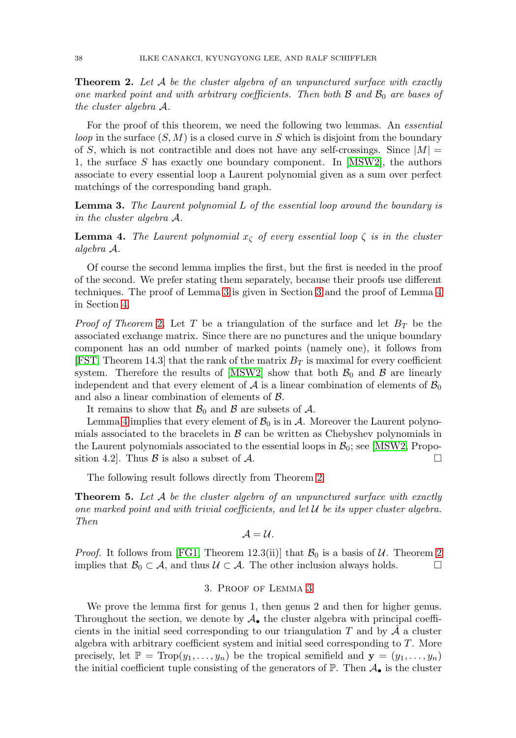**Theorem 2.** *Let $\mathcal{A}$ be the cluster algebra of an unpunctured surface with exactly one marked point and with arbitrary coefficients. Then both $\mathcal{B}$ and $\mathcal{B}_0$ are bases of the cluster algebra $\mathcal{A}$.*

For the proof of this theorem, we need the following two lemmas. An *essential loop* in the surface $(S, M)$ is a closed curve in $S$ which is disjoint from the boundary of $S$, which is not contractible and does not have any self-crossings. Since $|M| = 1$, the surface $S$ has exactly one boundary component. In [MSW2], the authors associate to every essential loop a Laurent polynomial given as a sum over perfect matchings of the corresponding band graph.

**Lemma 3.** *The Laurent polynomial $L$ of the essential loop around the boundary is in the cluster algebra $\mathcal{A}$.*

**Lemma 4.** *The Laurent polynomial $x_\zeta$ of every essential loop $\zeta$ is in the cluster algebra $\mathcal{A}$.*

Of course the second lemma implies the first, but the first is needed in the proof of the second. We prefer stating them separately, because their proofs use different techniques. The proof of Lemma 3 is given in Section 3 and the proof of Lemma 4 in Section 4.

*Proof of Theorem 2.* Let $T$ be a triangulation of the surface and let $B_T$ be the associated exchange matrix. Since there are no punctures and the unique boundary component has an odd number of marked points (namely one), it follows from [FST, Theorem 14.3] that the rank of the matrix $B_T$ is maximal for every coefficient system. Therefore the results of [MSW2] show that both $\mathcal{B}_0$ and $\mathcal{B}$ are linearly independent and that every element of $\mathcal{A}$ is a linear combination of elements of $\mathcal{B}_0$ and also a linear combination of elements of $\mathcal{B}$.

It remains to show that $\mathcal{B}_0$ and $\mathcal{B}$ are subsets of $\mathcal{A}$.

Lemma 4 implies that every element of $\mathcal{B}_0$ is in $\mathcal{A}$. Moreover the Laurent polynomials associated to the bracelets in $\mathcal{B}$ can be written as Chebyshev polynomials in the Laurent polynomials associated to the essential loops in $\mathcal{B}_0$; see [MSW2, Proposition 4.2]. Thus $\mathcal{B}$ is also a subset of $\mathcal{A}$. $\square$

The following result follows directly from Theorem 2.

**Theorem 5.** *Let $\mathcal{A}$ be the cluster algebra of an unpunctured surface with exactly one marked point and with trivial coefficients, and let $\mathcal{U}$ be its upper cluster algebra. Then*

$$\mathcal{A} = \mathcal{U}.$$

*Proof.* It follows from [FG1, Theorem 12.3(ii)] that $\mathcal{B}_0$ is a basis of $\mathcal{U}$. Theorem 2 implies that $\mathcal{B}_0 \subset \mathcal{A}$, and thus $\mathcal{U} \subset \mathcal{A}$. The other inclusion always holds. $\square$

## 3. Proof of Lemma 3

We prove the lemma first for genus 1, then genus 2 and then for higher genus. Throughout the section, we denote by $\mathcal{A}_\bullet$ the cluster algebra with principal coefficients in the initial seed corresponding to our triangulation $T$ and by $\hat{\mathcal{A}}$ a cluster algebra with arbitrary coefficient system and initial seed corresponding to $T$. More precisely, let $\mathbb{P} = \text{Trop}(y_1, \ldots, y_n)$ be the tropical semifield and $\mathbf{y} = (y_1, \ldots, y_n)$ the initial coefficient tuple consisting of the generators of $\mathbb{P}$. Then $\mathcal{A}_\bullet$ is the cluster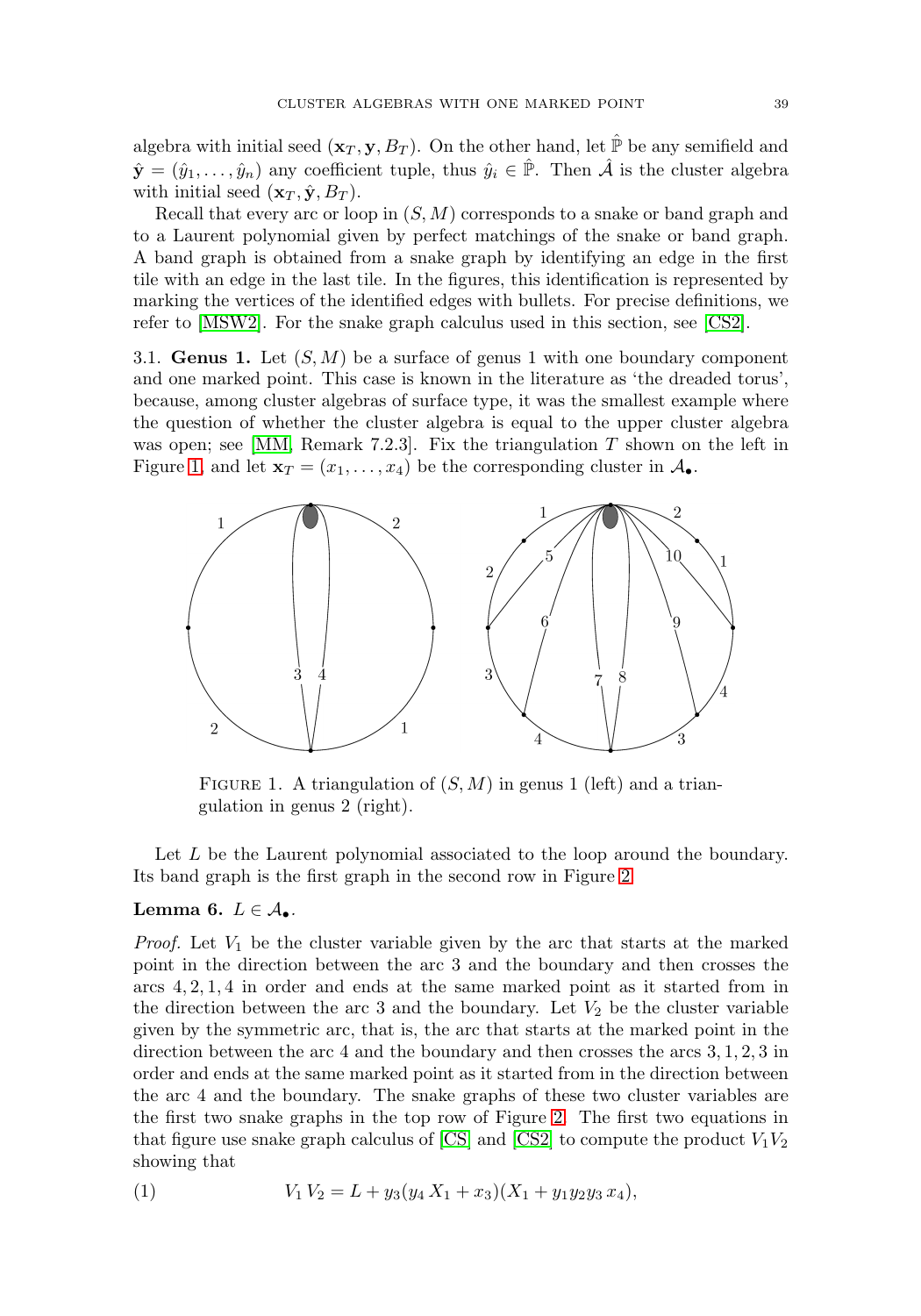algebra with initial seed $(\mathbf{x}_T, \mathbf{y}, B_T)$. On the other hand, let $\hat{\mathbb{P}}$ be any semifield and $\hat{\mathbf{y}} = (\hat{y}_1, \ldots, \hat{y}_n)$ any coefficient tuple, thus $\hat{y}_i \in \hat{\mathbb{P}}$. Then $\hat{\mathcal{A}}$ is the cluster algebra with initial seed $(\mathbf{x}_T, \hat{\mathbf{y}}, B_T)$.

Recall that every arc or loop in $(S, M)$ corresponds to a snake or band graph and to a Laurent polynomial given by perfect matchings of the snake or band graph. A band graph is obtained from a snake graph by identifying an edge in the first tile with an edge in the last tile. In the figures, this identification is represented by marking the vertices of the identified edges with bullets. For precise definitions, we refer to [MSW2]. For the snake graph calculus used in this section, see [CS2].

**3.1. Genus 1.** Let $(S, M)$ be a surface of genus 1 with one boundary component and one marked point. This case is known in the literature as 'the dreaded torus', because, among cluster algebras of surface type, it was the smallest example where the question of whether the cluster algebra is equal to the upper cluster algebra was open; see [MM, Remark 7.2.3]. Fix the triangulation $T$ shown on the left in Figure 1, and let $\mathbf{x}_T = (x_1, \ldots, x_4)$ be the corresponding cluster in $\mathcal{A}_\bullet$.

FIGURE 1. A triangulation of $(S, M)$ in genus 1 (left) and a triangulation in genus 2 (right).

Let $L$ be the Laurent polynomial associated to the loop around the boundary. Its band graph is the first graph in the second row in Figure 2.

**Lemma 6.** $L \in \mathcal{A}_\bullet$.

*Proof.* Let $V_1$ be the cluster variable given by the arc that starts at the marked point in the direction between the arc 3 and the boundary and then crosses the arcs $4, 2, 1, 4$ in order and ends at the same marked point as it started from in the direction between the arc 3 and the boundary. Let $V_2$ be the cluster variable given by the symmetric arc, that is, the arc that starts at the marked point in the direction between the arc 4 and the boundary and then crosses the arcs $3, 1, 2, 3$ in order and ends at the same marked point as it started from in the direction between the arc 4 and the boundary. The snake graphs of these two cluster variables are the first two snake graphs in the top row of Figure 2. The first two equations in that figure use snake graph calculus of [CS] and [CS2] to compute the product $V_1 V_2$ showing that

$$V_1\, V_2 = L + y_3(y_4\, X_1 + x_3)(X_1 + y_1 y_2 y_3\, x_4), \tag{1}$$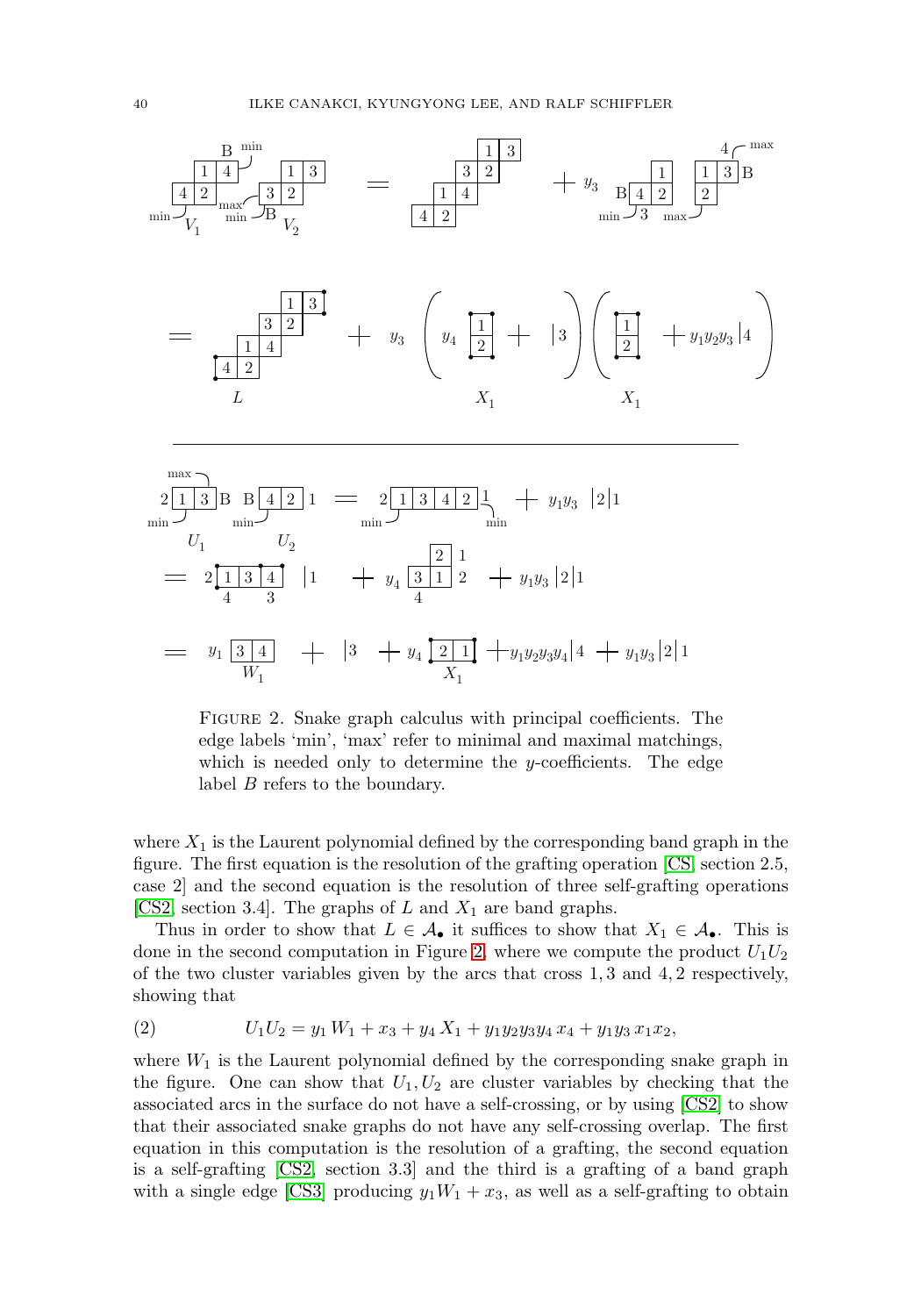FIGURE 2. Snake graph calculus with principal coefficients. The edge labels 'min', 'max' refer to minimal and maximal matchings, which is needed only to determine the $y$-coefficients. The edge label $B$ refers to the boundary.

where $X_1$ is the Laurent polynomial defined by the corresponding band graph in the figure. The first equation is the resolution of the grafting operation [CS, section 2.5, case 2] and the second equation is the resolution of three self-grafting operations [CS2, section 3.4]. The graphs of $L$ and $X_1$ are band graphs.

Thus in order to show that $L \in \mathcal{A}_\bullet$ it suffices to show that $X_1 \in \mathcal{A}_\bullet$. This is done in the second computation in Figure 2, where we compute the product $U_1U_2$ of the two cluster variables given by the arcs that cross $1, 3$ and $4, 2$ respectively, showing that

$$U_1U_2 = y_1 W_1 + x_3 + y_4 X_1 + y_1y_2y_3y_4 x_4 + y_1y_3 x_1x_2, \tag{2}$$

where $W_1$ is the Laurent polynomial defined by the corresponding snake graph in the figure. One can show that $U_1, U_2$ are cluster variables by checking that the associated arcs in the surface do not have a self-crossing, or by using [CS2] to show that their associated snake graphs do not have any self-crossing overlap. The first equation in this computation is the resolution of a grafting, the second equation is a self-grafting [CS2, section 3.3] and the third is a grafting of a band graph with a single edge [CS3] producing $y_1W_1 + x_3$, as well as a self-grafting to obtain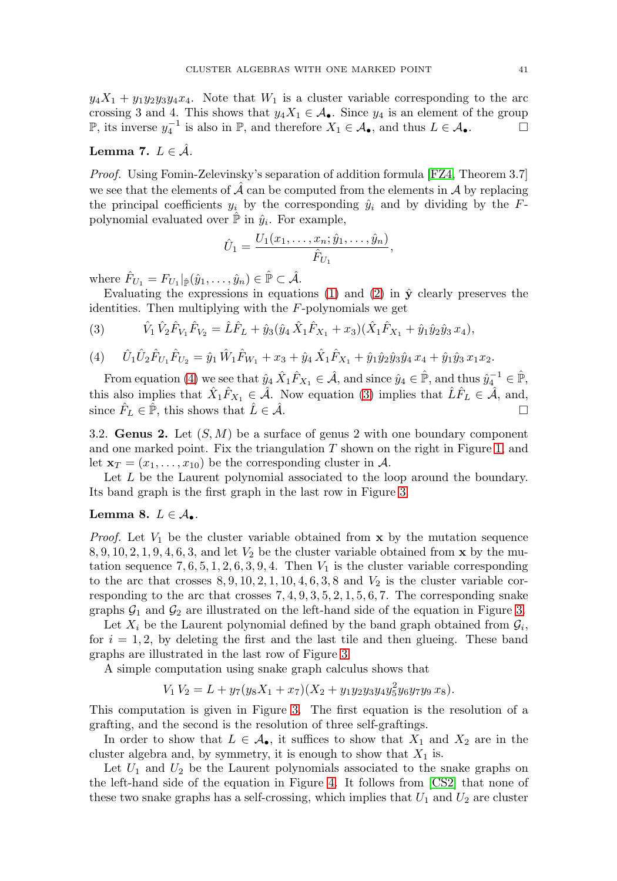$y_4 X_1 + y_1 y_2 y_3 y_4 x_4$. Note that $W_1$ is a cluster variable corresponding to the arc crossing 3 and 4. This shows that $y_4 X_1 \in \mathcal{A}_\bullet$. Since $y_4$ is an element of the group $\mathbb{P}$, its inverse $y_4^{-1}$ is also in $\mathbb{P}$, and therefore $X_1 \in \mathcal{A}_\bullet$, and thus $L \in \mathcal{A}_\bullet$. □

**Lemma 7.** $L \in \hat{\mathcal{A}}$.

*Proof.* Using Fomin-Zelevinsky's separation of addition formula [FZ4, Theorem 3.7] we see that the elements of $\hat{\mathcal{A}}$ can be computed from the elements in $\mathcal{A}$ by replacing the principal coefficients $y_i$ by the corresponding $\hat{y}_i$ and by dividing by the $F$-polynomial evaluated over $\hat{\mathbb{P}}$ in $\hat{y}_i$. For example,

$$\hat{U}_1 = \frac{U_1(x_1, \ldots, x_n; \hat{y}_1, \ldots, \hat{y}_n)}{\hat{F}_{U_1}},$$

where $\hat{F}_{U_1} = F_{U_1}|_{\hat{\mathbb{P}}}(\hat{y}_1, \ldots, \hat{y}_n) \in \hat{\mathbb{P}} \subset \hat{\mathcal{A}}$.

Evaluating the expressions in equations (1) and (2) in $\hat{\mathbf{y}}$ clearly preserves the identities. Then multiplying with the $F$-polynomials we get

$$\hat{V}_1 \hat{V}_2 \hat{F}_{V_1} \hat{F}_{V_2} = \hat{L}\hat{F}_L + \hat{y}_3(\hat{y}_4 \hat{X}_1 \hat{F}_{X_1} + x_3)(\hat{X}_1 \hat{F}_{X_1} + \hat{y}_1 \hat{y}_2 \hat{y}_3 x_4), \tag{3}$$

$$\hat{U}_1 \hat{U}_2 \hat{F}_{U_1} \hat{F}_{U_2} = \hat{y}_1 \hat{W}_1 \hat{F}_{W_1} + x_3 + \hat{y}_4 \hat{X}_1 \hat{F}_{X_1} + \hat{y}_1 \hat{y}_2 \hat{y}_3 \hat{y}_4 x_4 + \hat{y}_1 \hat{y}_3 x_1 x_2. \tag{4}$$

From equation (4) we see that $\hat{y}_4 \hat{X}_1 \hat{F}_{X_1} \in \hat{\mathcal{A}}$, and since $\hat{y}_4 \in \hat{\mathbb{P}}$, and thus $\hat{y}_4^{-1} \in \hat{\mathbb{P}}$, this also implies that $\hat{X}_1 \hat{F}_{X_1} \in \hat{\mathcal{A}}$. Now equation (3) implies that $\hat{L}\hat{F}_L \in \hat{\mathcal{A}}$, and, since $\hat{F}_L \in \hat{\mathbb{P}}$, this shows that $\hat{L} \in \hat{\mathcal{A}}$. □

3.2. **Genus 2.** Let $(S, M)$ be a surface of genus 2 with one boundary component and one marked point. Fix the triangulation $T$ shown on the right in Figure 1, and let $\mathbf{x}_T = (x_1, \ldots, x_{10})$ be the corresponding cluster in $\mathcal{A}$.

Let $L$ be the Laurent polynomial associated to the loop around the boundary. Its band graph is the first graph in the last row in Figure 3.

**Lemma 8.** $L \in \mathcal{A}_\bullet$.

*Proof.* Let $V_1$ be the cluster variable obtained from $\mathbf{x}$ by the mutation sequence $8, 9, 10, 2, 1, 9, 4, 6, 3$, and let $V_2$ be the cluster variable obtained from $\mathbf{x}$ by the mutation sequence $7, 6, 5, 1, 2, 6, 3, 9, 4$. Then $V_1$ is the cluster variable corresponding to the arc that crosses $8, 9, 10, 2, 1, 10, 4, 6, 3, 8$ and $V_2$ is the cluster variable corresponding to the arc that crosses $7, 4, 9, 3, 5, 2, 1, 5, 6, 7$. The corresponding snake graphs $\mathcal{G}_1$ and $\mathcal{G}_2$ are illustrated on the left-hand side of the equation in Figure 3.

Let $X_i$ be the Laurent polynomial defined by the band graph obtained from $\mathcal{G}_i$, for $i = 1, 2$, by deleting the first and the last tile and then glueing. These band graphs are illustrated in the last row of Figure 3.

A simple computation using snake graph calculus shows that

$$V_1 V_2 = L + y_7(y_8 X_1 + x_7)(X_2 + y_1 y_2 y_3 y_4 y_5^2 y_6 y_7 y_9\, x_8).$$

This computation is given in Figure 3. The first equation is the resolution of a grafting, and the second is the resolution of three self-graftings.

In order to show that $L \in \mathcal{A}_\bullet$, it suffices to show that $X_1$ and $X_2$ are in the cluster algebra and, by symmetry, it is enough to show that $X_1$ is.

Let $U_1$ and $U_2$ be the Laurent polynomials associated to the snake graphs on the left-hand side of the equation in Figure 4. It follows from [CS2] that none of these two snake graphs has a self-crossing, which implies that $U_1$ and $U_2$ are cluster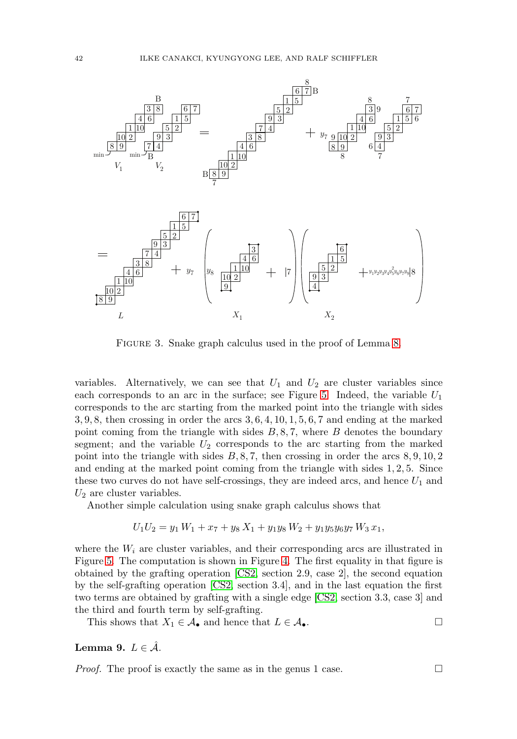FIGURE 3. Snake graph calculus used in the proof of Lemma 8.

variables. Alternatively, we can see that $U_1$ and $U_2$ are cluster variables since each corresponds to an arc in the surface; see Figure 5. Indeed, the variable $U_1$ corresponds to the arc starting from the marked point into the triangle with sides 3, 9, 8, then crossing in order the arcs 3, 6, 4, 10, 1, 5, 6, 7 and ending at the marked point coming from the triangle with sides $B$, 8, 7, where $B$ denotes the boundary segment; and the variable $U_2$ corresponds to the arc starting from the marked point into the triangle with sides $B$, 8, 7, then crossing in order the arcs 8, 9, 10, 2 and ending at the marked point coming from the triangle with sides 1, 2, 5. Since these two curves do not have self-crossings, they are indeed arcs, and hence $U_1$ and $U_2$ are cluster variables.

Another simple calculation using snake graph calculus shows that

$$U_1 U_2 = y_1 W_1 + x_7 + y_8 X_1 + y_1 y_8 W_2 + y_1 y_5 y_6 y_7 W_3 x_1,$$

where the $W_i$ are cluster variables, and their corresponding arcs are illustrated in Figure 5. The computation is shown in Figure 4. The first equality in that figure is obtained by the grafting operation [CS2, section 2.9, case 2], the second equation by the self-grafting operation [CS2, section 3.4], and in the last equation the first two terms are obtained by grafting with a single edge [CS2, section 3.3, case 3] and the third and fourth term by self-grafting.

This shows that $X_1 \in \mathcal{A}_\bullet$ and hence that $L \in \mathcal{A}_\bullet$. $\square$

**Lemma 9.** $L \in \hat{\mathcal{A}}$.

*Proof.* The proof is exactly the same as in the genus 1 case. $\square$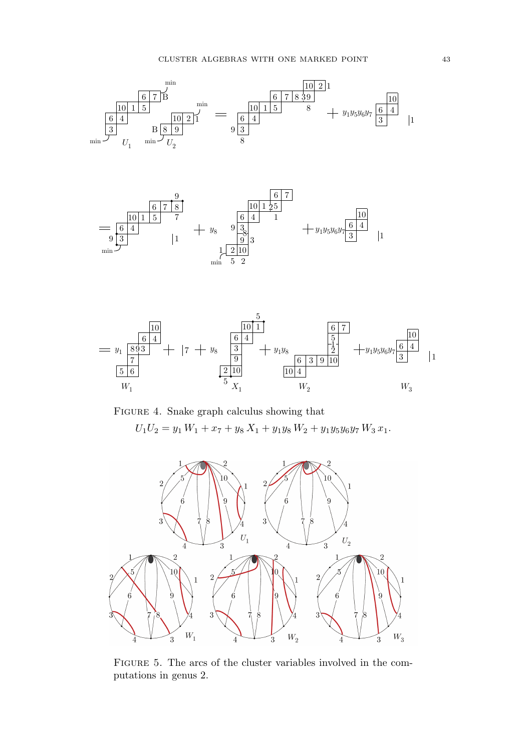Figure 4. Snake graph calculus showing that

$$U_1 U_2 = y_1\, W_1 + x_7 + y_8\, X_1 + y_1 y_8\, W_2 + y_1 y_5 y_6 y_7\, W_3\, x_1.$$

Figure 5. The arcs of the cluster variables involved in the computations in genus 2.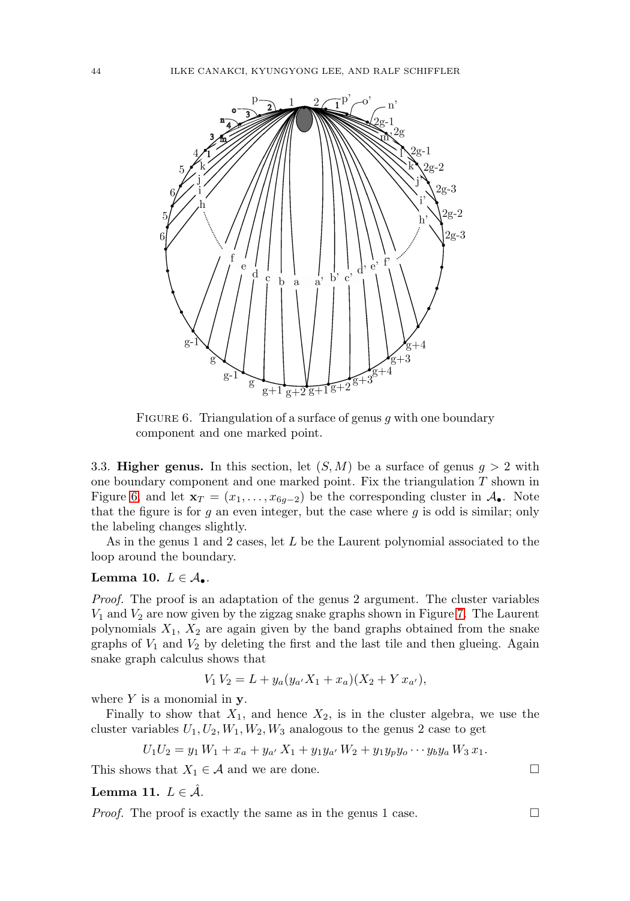FIGURE 6. Triangulation of a surface of genus $g$ with one boundary component and one marked point.

**3.3. Higher genus.** In this section, let $(S, M)$ be a surface of genus $g > 2$ with one boundary component and one marked point. Fix the triangulation $T$ shown in Figure 6, and let $\mathbf{x}_T = (x_1, \ldots, x_{6g-2})$ be the corresponding cluster in $\mathcal{A}_\bullet$. Note that the figure is for $g$ an even integer, but the case where $g$ is odd is similar; only the labeling changes slightly.

As in the genus 1 and 2 cases, let $L$ be the Laurent polynomial associated to the loop around the boundary.

**Lemma 10.** $L \in \mathcal{A}_\bullet$.

*Proof.* The proof is an adaptation of the genus 2 argument. The cluster variables $V_1$ and $V_2$ are now given by the zigzag snake graphs shown in Figure 7. The Laurent polynomials $X_1$, $X_2$ are again given by the band graphs obtained from the snake graphs of $V_1$ and $V_2$ by deleting the first and the last tile and then glueing. Again snake graph calculus shows that

$$V_1 V_2 = L + y_a(y_{a'} X_1 + x_a)(X_2 + Y x_{a'}),$$

where $Y$ is a monomial in $\mathbf{y}$.

Finally to show that $X_1$, and hence $X_2$, is in the cluster algebra, we use the cluster variables $U_1, U_2, W_1, W_2, W_3$ analogous to the genus 2 case to get

$$U_1 U_2 = y_1 W_1 + x_a + y_{a'} X_1 + y_1 y_{a'} W_2 + y_1 y_p y_o \cdots y_b y_a W_3 x_1.$$

This shows that $X_1 \in \mathcal{A}$ and we are done. $\square$

**Lemma 11.** $L \in \hat{\mathcal{A}}$.

*Proof.* The proof is exactly the same as in the genus 1 case. $\square$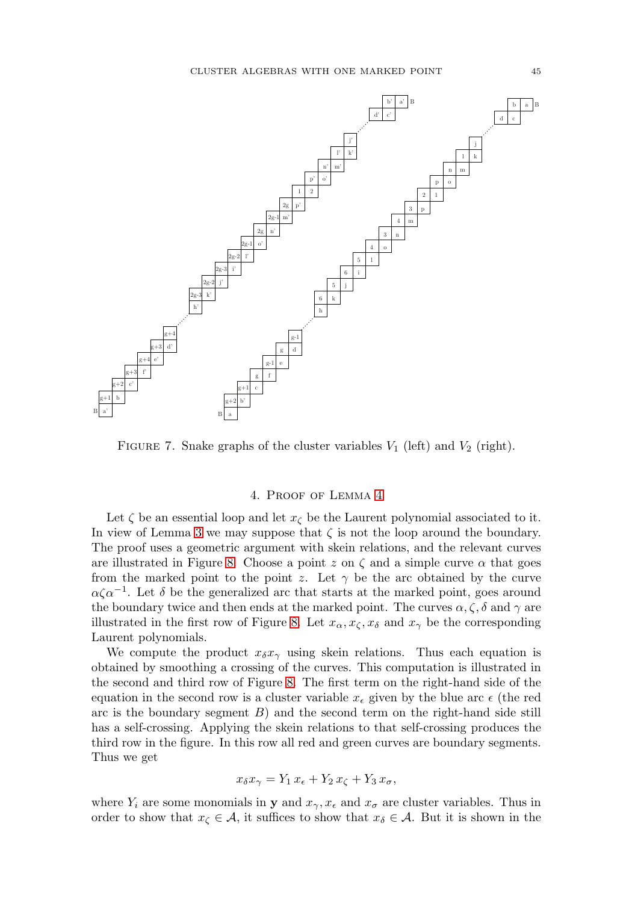Figure 7. Snake graphs of the cluster variables $V_1$ (left) and $V_2$ (right).

## 4. Proof of Lemma 4

Let $\zeta$ be an essential loop and let $x_\zeta$ be the Laurent polynomial associated to it. In view of Lemma 3 we may suppose that $\zeta$ is not the loop around the boundary. The proof uses a geometric argument with skein relations, and the relevant curves are illustrated in Figure 8. Choose a point $z$ on $\zeta$ and a simple curve $\alpha$ that goes from the marked point to the point $z$. Let $\gamma$ be the arc obtained by the curve $\alpha\zeta\alpha^{-1}$. Let $\delta$ be the generalized arc that starts at the marked point, goes around the boundary twice and then ends at the marked point. The curves $\alpha, \zeta, \delta$ and $\gamma$ are illustrated in the first row of Figure 8. Let $x_\alpha, x_\zeta, x_\delta$ and $x_\gamma$ be the corresponding Laurent polynomials.

We compute the product $x_\delta x_\gamma$ using skein relations. Thus each equation is obtained by smoothing a crossing of the curves. This computation is illustrated in the second and third row of Figure 8. The first term on the right-hand side of the equation in the second row is a cluster variable $x_\epsilon$ given by the blue arc $\epsilon$ (the red arc is the boundary segment $B$) and the second term on the right-hand side still has a self-crossing. Applying the skein relations to that self-crossing produces the third row in the figure. In this row all red and green curves are boundary segments. Thus we get

$$x_\delta x_\gamma = Y_1\, x_\epsilon + Y_2\, x_\zeta + Y_3\, x_\sigma,$$

where $Y_i$ are some monomials in $\mathbf{y}$ and $x_\gamma, x_\epsilon$ and $x_\sigma$ are cluster variables. Thus in order to show that $x_\zeta \in \mathcal{A}$, it suffices to show that $x_\delta \in \mathcal{A}$. But it is shown in the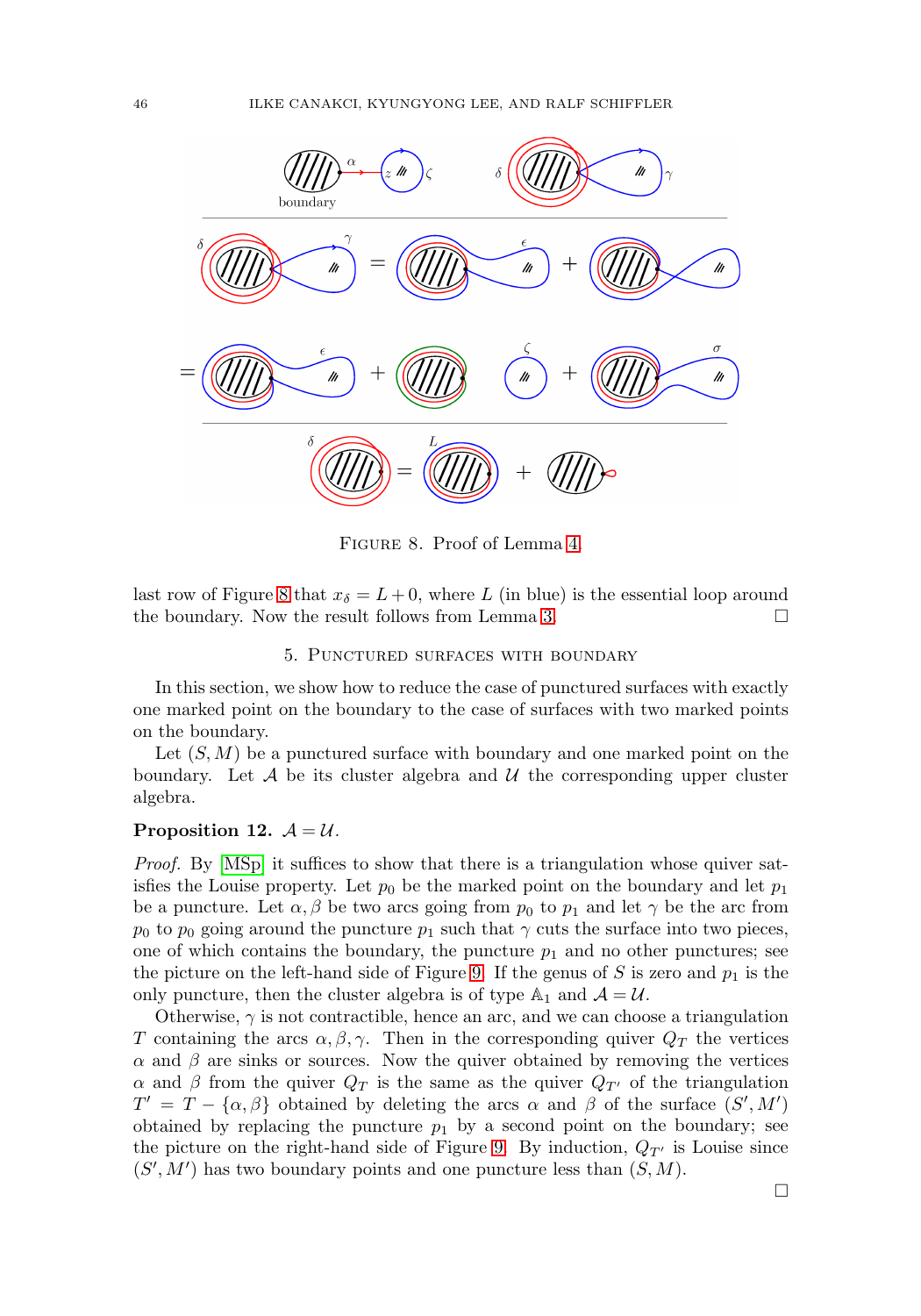FIGURE 8. Proof of Lemma 4.

last row of Figure 8 that $x_\delta = L + 0$, where $L$ (in blue) is the essential loop around the boundary. Now the result follows from Lemma 3. □

## 5. Punctured surfaces with boundary

In this section, we show how to reduce the case of punctured surfaces with exactly one marked point on the boundary to the case of surfaces with two marked points on the boundary.

Let $(S, M)$ be a punctured surface with boundary and one marked point on the boundary. Let $\mathcal{A}$ be its cluster algebra and $\mathcal{U}$ the corresponding upper cluster algebra.

**Proposition 12.** $\mathcal{A} = \mathcal{U}$.

*Proof.* By [MSp] it suffices to show that there is a triangulation whose quiver satisfies the Louise property. Let $p_0$ be the marked point on the boundary and let $p_1$ be a puncture. Let $\alpha, \beta$ be two arcs going from $p_0$ to $p_1$ and let $\gamma$ be the arc from $p_0$ to $p_0$ going around the puncture $p_1$ such that $\gamma$ cuts the surface into two pieces, one of which contains the boundary, the puncture $p_1$ and no other punctures; see the picture on the left-hand side of Figure 9. If the genus of $S$ is zero and $p_1$ is the only puncture, then the cluster algebra is of type $\mathbb{A}_1$ and $\mathcal{A} = \mathcal{U}$.

Otherwise, $\gamma$ is not contractible, hence an arc, and we can choose a triangulation $T$ containing the arcs $\alpha, \beta, \gamma$. Then in the corresponding quiver $Q_T$ the vertices $\alpha$ and $\beta$ are sinks or sources. Now the quiver obtained by removing the vertices $\alpha$ and $\beta$ from the quiver $Q_T$ is the same as the quiver $Q_{T'}$ of the triangulation $T' = T - \{\alpha, \beta\}$ obtained by deleting the arcs $\alpha$ and $\beta$ of the surface $(S', M')$ obtained by replacing the puncture $p_1$ by a second point on the boundary; see the picture on the right-hand side of Figure 9. By induction, $Q_{T'}$ is Louise since $(S', M')$ has two boundary points and one puncture less than $(S, M)$.

□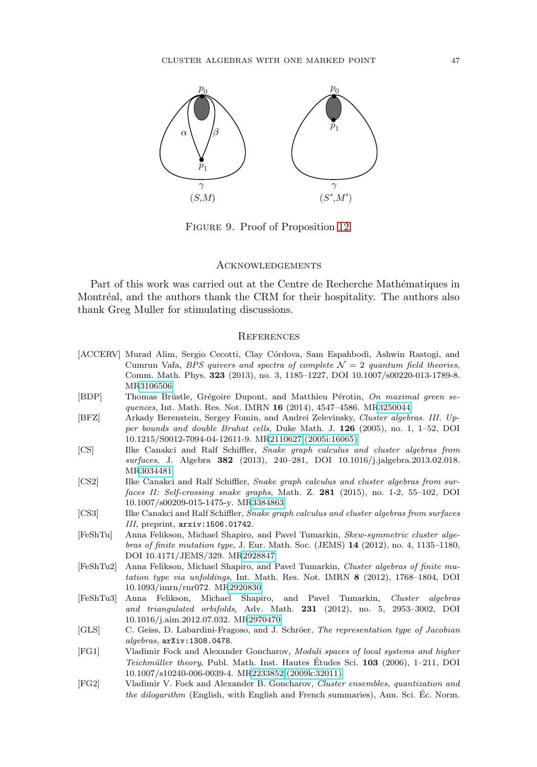FIGURE 9. Proof of Proposition 12.

## ACKNOWLEDGEMENTS

Part of this work was carried out at the Centre de Recherche Mathématiques in Montréal, and the authors thank the CRM for their hospitality. The authors also thank Greg Muller for stimulating discussions.

## REFERENCES

[ACCERV] Murad Alim, Sergio Cecotti, Clay Córdova, Sam Espahbodi, Ashwin Rastogi, and Cumrun Vafa, *BPS quivers and spectra of complete $\mathcal{N} = 2$ quantum field theories*, Comm. Math. Phys. **323** (2013), no. 3, 1185–1227, DOI 10.1007/s00220-013-1789-8. MR3106506

[BDP] Thomas Brüstle, Grégoire Dupont, and Matthieu Pérotin, *On maximal green sequences*, Int. Math. Res. Not. IMRN **16** (2014), 4547–4586. MR3250044

[BFZ] Arkady Berenstein, Sergey Fomin, and Andrei Zelevinsky, *Cluster algebras. III. Upper bounds and double Bruhat cells*, Duke Math. J. **126** (2005), no. 1, 1–52, DOI 10.1215/S0012-7094-04-12611-9. MR2110627 (2005i:16065)

[CS] Ilke Canakci and Ralf Schiffler, *Snake graph calculus and cluster algebras from surfaces*, J. Algebra **382** (2013), 240–281, DOI 10.1016/j.jalgebra.2013.02.018. MR3034481

[CS2] Ilke Canakci and Ralf Schiffler, *Snake graph calculus and cluster algebras from surfaces II: Self-crossing snake graphs*, Math. Z. **281** (2015), no. 1-2, 55–102, DOI 10.1007/s00209-015-1475-y. MR3384863

[CS3] Ilke Canakci and Ralf Schiffler, *Snake graph calculus and cluster algebras from surfaces III*, preprint, arxiv:1506.01742.

[FeShTu] Anna Felikson, Michael Shapiro, and Pavel Tumarkin, *Skew-symmetric cluster algebras of finite mutation type*, J. Eur. Math. Soc. (JEMS) **14** (2012), no. 4, 1135–1180, DOI 10.4171/JEMS/329. MR2928847

[FeShTu2] Anna Felikson, Michael Shapiro, and Pavel Tumarkin, *Cluster algebras of finite mutation type via unfoldings*, Int. Math. Res. Not. IMRN **8** (2012), 1768–1804, DOI 10.1093/imrn/rnr072. MR2920830

[FeShTu3] Anna Felikson, Michael Shapiro, and Pavel Tumarkin, *Cluster algebras and triangulated orbifolds*, Adv. Math. **231** (2012), no. 5, 2953–3002, DOI 10.1016/j.aim.2012.07.032. MR2970470

[GLS] C. Geiss, D. Labardini-Fragoso, and J. Schröer, *The representation type of Jacobian algebras*, arXiv:1308.0478.

[FG1] Vladimir Fock and Alexander Goncharov, *Moduli spaces of local systems and higher Teichmüller theory*, Publ. Math. Inst. Hautes Études Sci. **103** (2006), 1–211, DOI 10.1007/s10240-006-0039-4. MR2233852 (2009k:32011)

[FG2] Vladimir V. Fock and Alexander B. Goncharov, *Cluster ensembles, quantization and the dilogarithm* (English, with English and French summaries), Ann. Sci. Éc. Norm.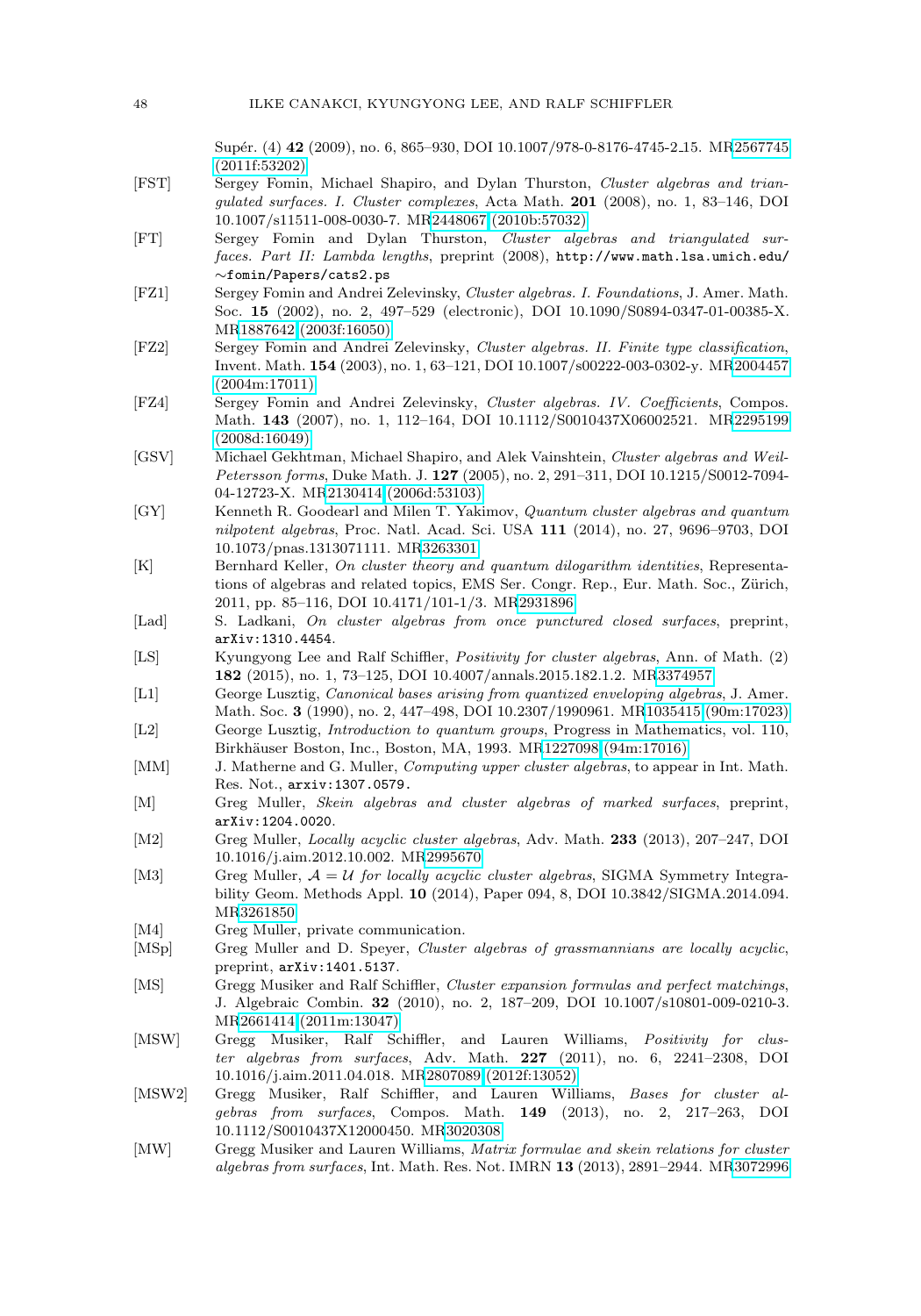Supér. (4) **42** (2009), no. 6, 865–930, DOI 10.1007/978-0-8176-4745-2_15. MR2567745 (2011f:53202)

[FST] Sergey Fomin, Michael Shapiro, and Dylan Thurston, *Cluster algebras and triangulated surfaces. I. Cluster complexes*, Acta Math. **201** (2008), no. 1, 83–146, DOI 10.1007/s11511-008-0030-7. MR2448067 (2010b:57032)

[FT] Sergey Fomin and Dylan Thurston, *Cluster algebras and triangulated surfaces. Part II: Lambda lengths*, preprint (2008), `http://www.math.lsa.umich.edu/~fomin/Papers/cats2.ps`

[FZ1] Sergey Fomin and Andrei Zelevinsky, *Cluster algebras. I. Foundations*, J. Amer. Math. Soc. **15** (2002), no. 2, 497–529 (electronic), DOI 10.1090/S0894-0347-01-00385-X. MR1887642 (2003f:16050)

[FZ2] Sergey Fomin and Andrei Zelevinsky, *Cluster algebras. II. Finite type classification*, Invent. Math. **154** (2003), no. 1, 63–121, DOI 10.1007/s00222-003-0302-y. MR2004457 (2004m:17011)

[FZ4] Sergey Fomin and Andrei Zelevinsky, *Cluster algebras. IV. Coefficients*, Compos. Math. **143** (2007), no. 1, 112–164, DOI 10.1112/S0010437X06002521. MR2295199 (2008d:16049)

[GSV] Michael Gekhtman, Michael Shapiro, and Alek Vainshtein, *Cluster algebras and Weil-Petersson forms*, Duke Math. J. **127** (2005), no. 2, 291–311, DOI 10.1215/S0012-7094-04-12723-X. MR2130414 (2006d:53103)

[GY] Kenneth R. Goodearl and Milen T. Yakimov, *Quantum cluster algebras and quantum nilpotent algebras*, Proc. Natl. Acad. Sci. USA **111** (2014), no. 27, 9696–9703, DOI 10.1073/pnas.1313071111. MR3263301

[K] Bernhard Keller, *On cluster theory and quantum dilogarithm identities*, Representations of algebras and related topics, EMS Ser. Congr. Rep., Eur. Math. Soc., Zürich, 2011, pp. 85–116, DOI 10.4171/101-1/3. MR2931896

[Lad] S. Ladkani, *On cluster algebras from once punctured closed surfaces*, preprint, `arXiv:1310.4454`.

[LS] Kyungyong Lee and Ralf Schiffler, *Positivity for cluster algebras*, Ann. of Math. (2) **182** (2015), no. 1, 73–125, DOI 10.4007/annals.2015.182.1.2. MR3374957

[L1] George Lusztig, *Canonical bases arising from quantized enveloping algebras*, J. Amer. Math. Soc. **3** (1990), no. 2, 447–498, DOI 10.2307/1990961. MR1035415 (90m:17023)

[L2] George Lusztig, *Introduction to quantum groups*, Progress in Mathematics, vol. 110, Birkhäuser Boston, Inc., Boston, MA, 1993. MR1227098 (94m:17016)

[MM] J. Matherne and G. Muller, *Computing upper cluster algebras*, to appear in Int. Math. Res. Not., `arxiv:1307.0579.`

[M] Greg Muller, *Skein algebras and cluster algebras of marked surfaces*, preprint, `arXiv:1204.0020`.

[M2] Greg Muller, *Locally acyclic cluster algebras*, Adv. Math. **233** (2013), 207–247, DOI 10.1016/j.aim.2012.10.002. MR2995670

[M3] Greg Muller, $\mathcal{A} = \mathcal{U}$ *for locally acyclic cluster algebras*, SIGMA Symmetry Integrability Geom. Methods Appl. **10** (2014), Paper 094, 8, DOI 10.3842/SIGMA.2014.094. MR3261850

[M4] Greg Muller, private communication.

[MSp] Greg Muller and D. Speyer, *Cluster algebras of grassmannians are locally acyclic*, preprint, `arXiv:1401.5137`.

[MS] Gregg Musiker and Ralf Schiffler, *Cluster expansion formulas and perfect matchings*, J. Algebraic Combin. **32** (2010), no. 2, 187–209, DOI 10.1007/s10801-009-0210-3. MR2661414 (2011m:13047)

[MSW] Gregg Musiker, Ralf Schiffler, and Lauren Williams, *Positivity for cluster algebras from surfaces*, Adv. Math. **227** (2011), no. 6, 2241–2308, DOI 10.1016/j.aim.2011.04.018. MR2807089 (2012f:13052)

[MSW2] Gregg Musiker, Ralf Schiffler, and Lauren Williams, *Bases for cluster algebras from surfaces*, Compos. Math. **149** (2013), no. 2, 217–263, DOI 10.1112/S0010437X12000450. MR3020308

[MW] Gregg Musiker and Lauren Williams, *Matrix formulae and skein relations for cluster algebras from surfaces*, Int. Math. Res. Not. IMRN **13** (2013), 2891–2944. MR3072996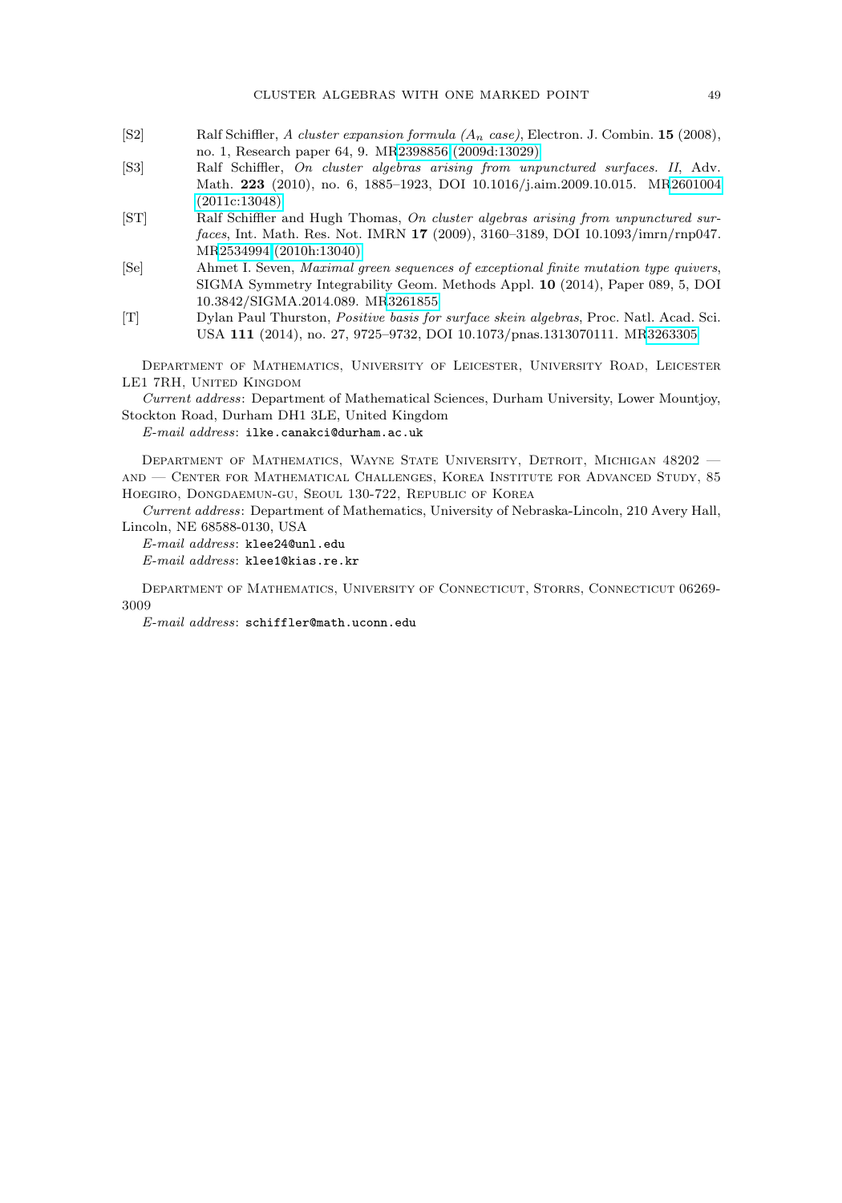[S2] Ralf Schiffler, *A cluster expansion formula ($A_n$ case)*, Electron. J. Combin. **15** (2008), no. 1, Research paper 64, 9. MR2398856 (2009d:13029)

[S3] Ralf Schiffler, *On cluster algebras arising from unpunctured surfaces. II*, Adv. Math. **223** (2010), no. 6, 1885–1923, DOI 10.1016/j.aim.2009.10.015. MR2601004 (2011c:13048)

[ST] Ralf Schiffler and Hugh Thomas, *On cluster algebras arising from unpunctured surfaces*, Int. Math. Res. Not. IMRN **17** (2009), 3160–3189, DOI 10.1093/imrn/rnp047. MR2534994 (2010h:13040)

[Se] Ahmet I. Seven, *Maximal green sequences of exceptional finite mutation type quivers*, SIGMA Symmetry Integrability Geom. Methods Appl. **10** (2014), Paper 089, 5, DOI 10.3842/SIGMA.2014.089. MR3261855

[T] Dylan Paul Thurston, *Positive basis for surface skein algebras*, Proc. Natl. Acad. Sci. USA **111** (2014), no. 27, 9725–9732, DOI 10.1073/pnas.1313070111. MR3263305

Department of Mathematics, University of Leicester, University Road, Leicester LE1 7RH, United Kingdom

*Current address*: Department of Mathematical Sciences, Durham University, Lower Mountjoy, Stockton Road, Durham DH1 3LE, United Kingdom

*E-mail address*: ilke.canakci@durham.ac.uk

Department of Mathematics, Wayne State University, Detroit, Michigan 48202 — and — Center for Mathematical Challenges, Korea Institute for Advanced Study, 85 Hoegiro, Dongdaemun-gu, Seoul 130-722, Republic of Korea

*Current address*: Department of Mathematics, University of Nebraska-Lincoln, 210 Avery Hall, Lincoln, NE 68588-0130, USA

*E-mail address*: klee24@unl.edu

*E-mail address*: klee1@kias.re.kr

Department of Mathematics, University of Connecticut, Storrs, Connecticut 06269-3009

*E-mail address*: schiffler@math.uconn.edu